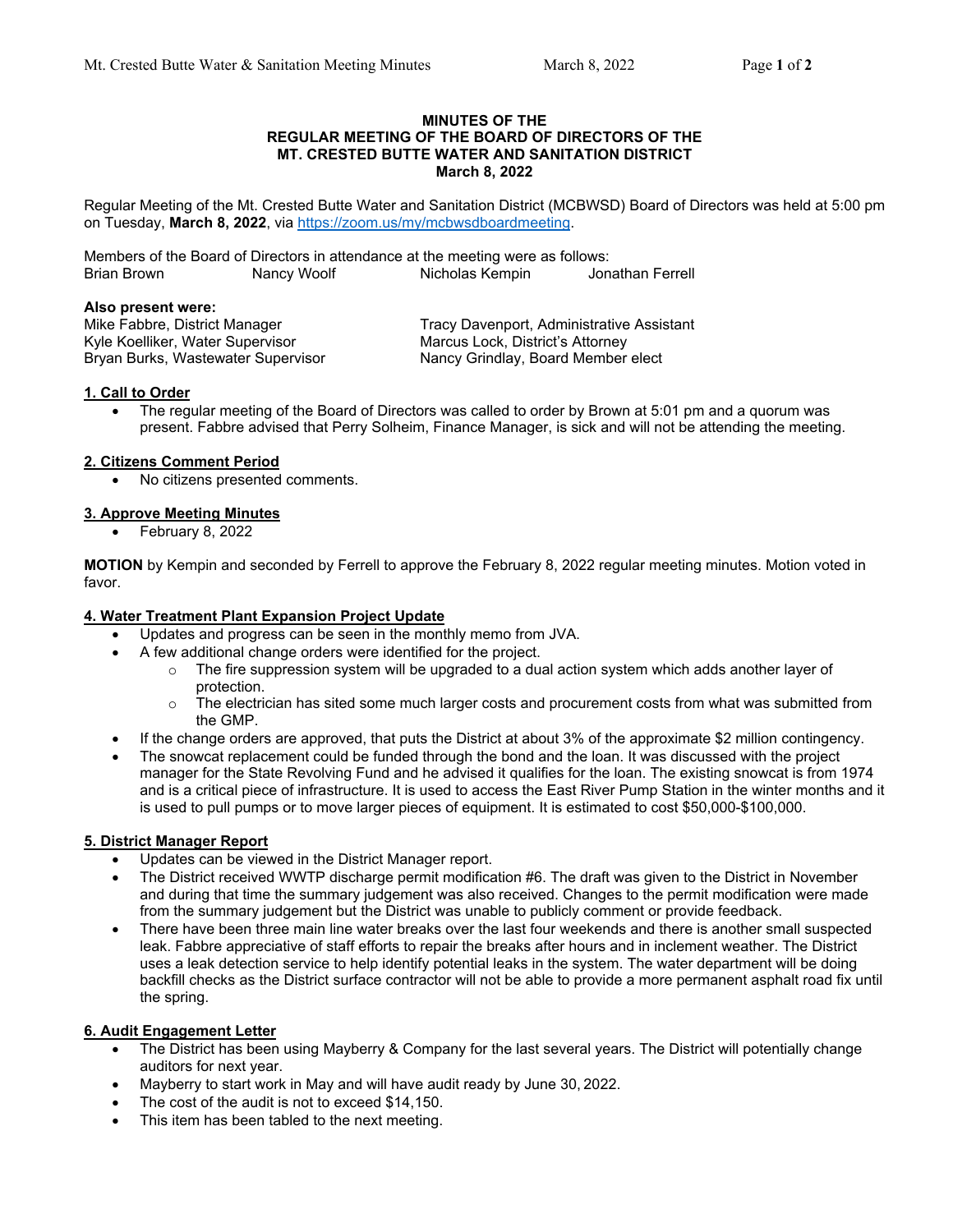**MINUTES OF THE**
**REGULAR MEETING OF THE BOARD OF DIRECTORS OF THE**
**MT. CRESTED BUTTE WATER AND SANITATION DISTRICT**
**March 8, 2022**

Regular Meeting of the Mt. Crested Butte Water and Sanitation District (MCBWSD) Board of Directors was held at 5:00 pm on Tuesday, **March 8, 2022**, via https://zoom.us/my/mcbwsdboardmeeting.

Members of the Board of Directors in attendance at the meeting were as follows:

| | | | |
|---|---|---|---|
| Brian Brown | Nancy Woolf | Nicholas Kempin | Jonathan Ferrell |

**Also present were:**

| | |
|---|---|
| Mike Fabbre, District Manager | Tracy Davenport, Administrative Assistant |
| Kyle Koelliker, Water Supervisor | Marcus Lock, District's Attorney |
| Bryan Burks, Wastewater Supervisor | Nancy Grindlay, Board Member elect |

**1. Call to Order**

- The regular meeting of the Board of Directors was called to order by Brown at 5:01 pm and a quorum was present. Fabbre advised that Perry Solheim, Finance Manager, is sick and will not be attending the meeting.

**2. Citizens Comment Period**

- No citizens presented comments.

**3. Approve Meeting Minutes**

- February 8, 2022

**MOTION** by Kempin and seconded by Ferrell to approve the February 8, 2022 regular meeting minutes. Motion voted in favor.

**4. Water Treatment Plant Expansion Project Update**

- Updates and progress can be seen in the monthly memo from JVA.
- A few additional change orders were identified for the project.
  - The fire suppression system will be upgraded to a dual action system which adds another layer of protection.
  - The electrician has sited some much larger costs and procurement costs from what was submitted from the GMP.
- If the change orders are approved, that puts the District at about 3% of the approximate $2 million contingency.
- The snowcat replacement could be funded through the bond and the loan. It was discussed with the project manager for the State Revolving Fund and he advised it qualifies for the loan. The existing snowcat is from 1974 and is a critical piece of infrastructure. It is used to access the East River Pump Station in the winter months and it is used to pull pumps or to move larger pieces of equipment. It is estimated to cost $50,000-$100,000.

**5. District Manager Report**

- Updates can be viewed in the District Manager report.
- The District received WWTP discharge permit modification #6. The draft was given to the District in November and during that time the summary judgement was also received. Changes to the permit modification were made from the summary judgement but the District was unable to publicly comment or provide feedback.
- There have been three main line water breaks over the last four weekends and there is another small suspected leak. Fabbre appreciative of staff efforts to repair the breaks after hours and in inclement weather. The District uses a leak detection service to help identify potential leaks in the system. The water department will be doing backfill checks as the District surface contractor will not be able to provide a more permanent asphalt road fix until the spring.

**6. Audit Engagement Letter**

- The District has been using Mayberry & Company for the last several years. The District will potentially change auditors for next year.
- Mayberry to start work in May and will have audit ready by June 30, 2022.
- The cost of the audit is not to exceed $14,150.
- This item has been tabled to the next meeting.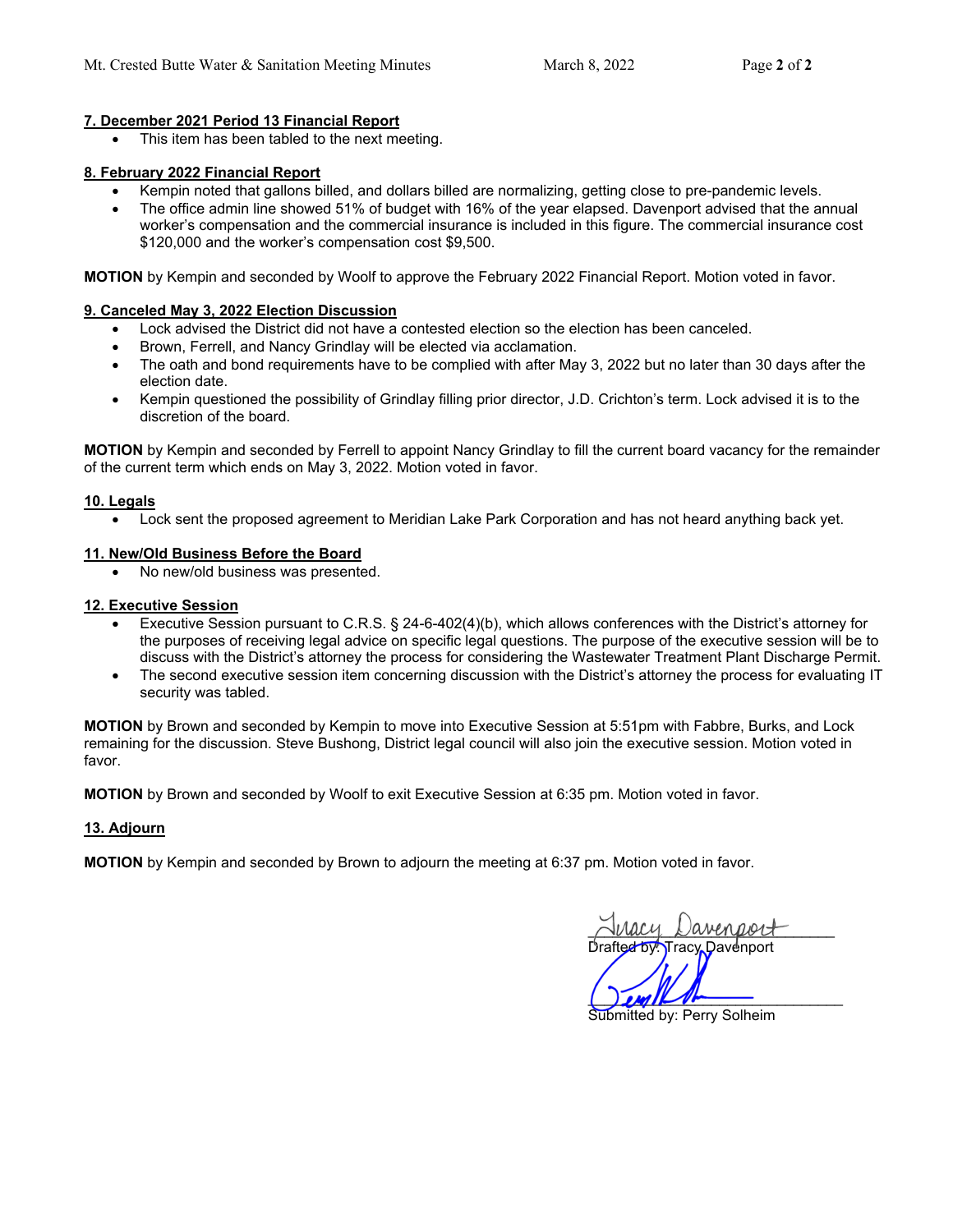**7. December 2021 Period 13 Financial Report**

- This item has been tabled to the next meeting.

**8. February 2022 Financial Report**

- Kempin noted that gallons billed, and dollars billed are normalizing, getting close to pre-pandemic levels.
- The office admin line showed 51% of budget with 16% of the year elapsed. Davenport advised that the annual worker's compensation and the commercial insurance is included in this figure. The commercial insurance cost $120,000 and the worker's compensation cost $9,500.

**MOTION** by Kempin and seconded by Woolf to approve the February 2022 Financial Report. Motion voted in favor.

**9. Canceled May 3, 2022 Election Discussion**

- Lock advised the District did not have a contested election so the election has been canceled.
- Brown, Ferrell, and Nancy Grindlay will be elected via acclamation.
- The oath and bond requirements have to be complied with after May 3, 2022 but no later than 30 days after the election date.
- Kempin questioned the possibility of Grindlay filling prior director, J.D. Crichton's term. Lock advised it is to the discretion of the board.

**MOTION** by Kempin and seconded by Ferrell to appoint Nancy Grindlay to fill the current board vacancy for the remainder of the current term which ends on May 3, 2022. Motion voted in favor.

**10. Legals**

- Lock sent the proposed agreement to Meridian Lake Park Corporation and has not heard anything back yet.

**11. New/Old Business Before the Board**

- No new/old business was presented.

**12. Executive Session**

- Executive Session pursuant to C.R.S. § 24-6-402(4)(b), which allows conferences with the District's attorney for the purposes of receiving legal advice on specific legal questions. The purpose of the executive session will be to discuss with the District's attorney the process for considering the Wastewater Treatment Plant Discharge Permit.
- The second executive session item concerning discussion with the District's attorney the process for evaluating IT security was tabled.

**MOTION** by Brown and seconded by Kempin to move into Executive Session at 5:51pm with Fabbre, Burks, and Lock remaining for the discussion. Steve Bushong, District legal council will also join the executive session. Motion voted in favor.

**MOTION** by Brown and seconded by Woolf to exit Executive Session at 6:35 pm. Motion voted in favor.

**13. Adjourn**

**MOTION** by Kempin and seconded by Brown to adjourn the meeting at 6:37 pm. Motion voted in favor.

Drafted by: Tracy Davenport

Submitted by: Perry Solheim